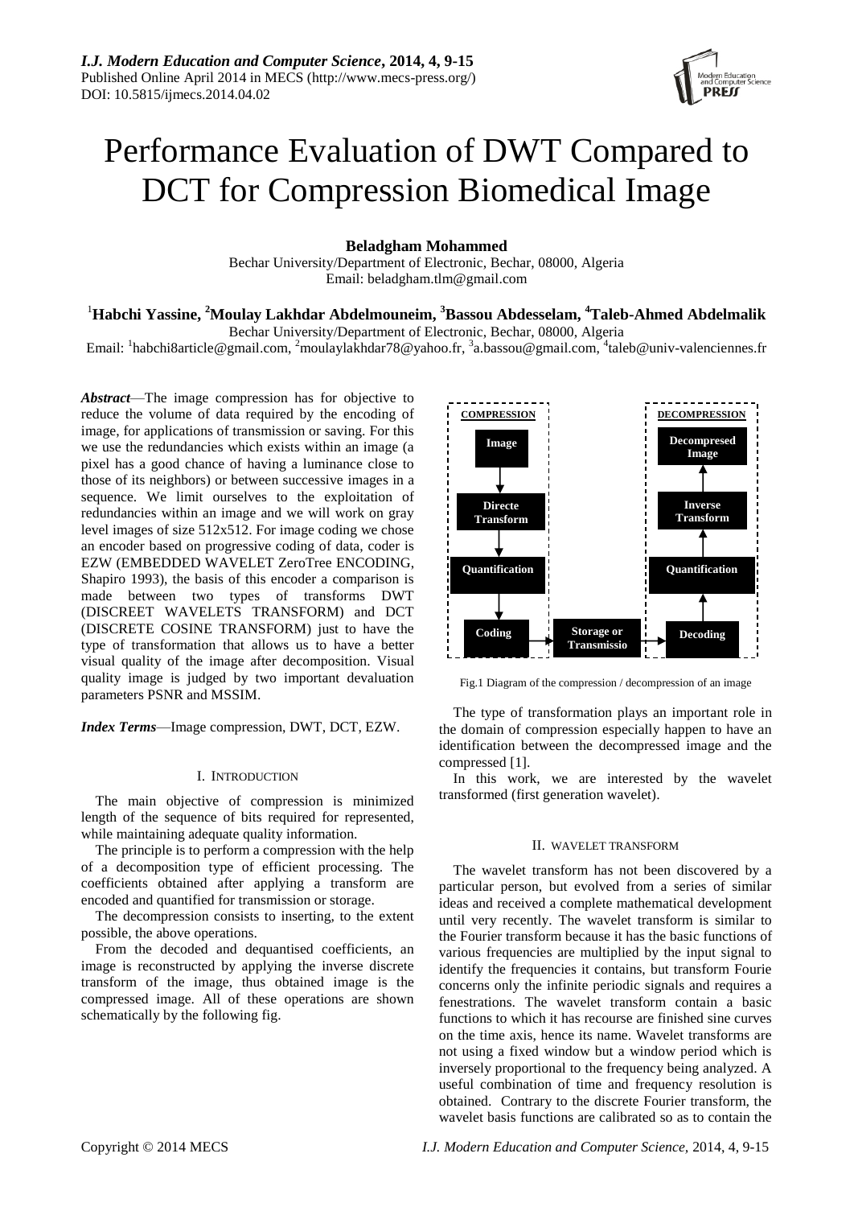# Performance Evaluation of DWT Compared to DCT for Compression Biomedical Image

**Beladgham Mohammed**
Bechar University/Department of Electronic, Bechar, 08000, Algeria
Email: beladgham.tlm@gmail.com

[1]**Habchi Yassine,** [2]**Moulay Lakhdar Abdelmouneim,** [3]**Bassou Abdesselam,** [4]**Taleb-Ahmed Abdelmalik**
Bechar University/Department of Electronic, Bechar, 08000, Algeria
Email: [1]habchi8article@gmail.com, [2]moulaylakhdar78@yahoo.fr, [3]a.bassou@gmail.com, [4]taleb@univ-valenciennes.fr

***Abstract***—The image compression has for objective to reduce the volume of data required by the encoding of image, for applications of transmission or saving. For this we use the redundancies which exists within an image (a pixel has a good chance of having a luminance close to those of its neighbors) or between successive images in a sequence. We limit ourselves to the exploitation of redundancies within an image and we will work on gray level images of size 512x512. For image coding we chose an encoder based on progressive coding of data, coder is EZW (EMBEDDED WAVELET ZeroTree ENCODING, Shapiro 1993), the basis of this encoder a comparison is made between two types of transforms DWT (DISCREET WAVELETS TRANSFORM) and DCT (DISCRETE COSINE TRANSFORM) just to have the type of transformation that allows us to have a better visual quality of the image after decomposition. Visual quality image is judged by two important devaluation parameters PSNR and MSSIM.

***Index Terms***—Image compression, DWT, DCT, EZW.

## I. INTRODUCTION

The main objective of compression is minimized length of the sequence of bits required for represented, while maintaining adequate quality information.

The principle is to perform a compression with the help of a decomposition type of efficient processing. The coefficients obtained after applying a transform are encoded and quantified for transmission or storage.

The decompression consists to inserting, to the extent possible, the above operations.

From the decoded and dequantised coefficients, an image is reconstructed by applying the inverse discrete transform of the image, thus obtained image is the compressed image. All of these operations are shown schematically by the following fig.

COMPRESSION: Image → Directe Transform → Quantification → Coding → Storage or Transmissio → DECOMPRESSION: Decoding → Quantification → Inverse Transform → Decompresed Image

Fig.1 Diagram of the compression / decompression of an image

The type of transformation plays an important role in the domain of compression especially happen to have an identification between the decompressed image and the compressed [1].

In this work, we are interested by the wavelet transformed (first generation wavelet).

## II. WAVELET TRANSFORM

The wavelet transform has not been discovered by a particular person, but evolved from a series of similar ideas and received a complete mathematical development until very recently. The wavelet transform is similar to the Fourier transform because it has the basic functions of various frequencies are multiplied by the input signal to identify the frequencies it contains, but transform Fourie concerns only the infinite periodic signals and requires a fenestrations. The wavelet transform contain a basic functions to which it has recourse are finished sine curves on the time axis, hence its name. Wavelet transforms are not using a fixed window but a window period which is inversely proportional to the frequency being analyzed. A useful combination of time and frequency resolution is obtained. Contrary to the discrete Fourier transform, the wavelet basis functions are calibrated so as to contain the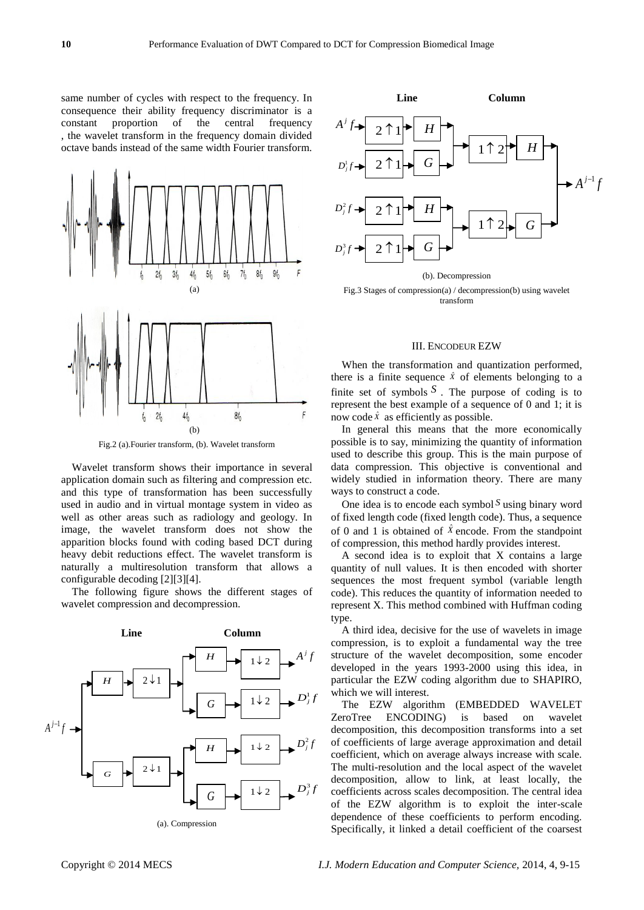same number of cycles with respect to the frequency. In consequence their ability frequency discriminator is a constant proportion of the central frequency , the wavelet transform in the frequency domain divided octave bands instead of the same width Fourier transform.

Fig.2 (a).Fourier transform, (b). Wavelet transform

Wavelet transform shows their importance in several application domain such as filtering and compression etc. and this type of transformation has been successfully used in audio and in virtual montage system in video as well as other areas such as radiology and geology. In image, the wavelet transform does not show the apparition blocks found with coding based DCT during heavy debit reductions effect. The wavelet transform is naturally a multiresolution transform that allows a configurable decoding [2][3][4].

The following figure shows the different stages of wavelet compression and decompression.

(a). Compression

(b). Decompression

Fig.3 Stages of compression(a) / decompression(b) using wavelet transform

## III. ENCODEUR EZW

When the transformation and quantization performed, there is a finite sequence $\hat{x}$ of elements belonging to a finite set of symbols $S$ . The purpose of coding is to represent the best example of a sequence of 0 and 1; it is now code $\hat{x}$ as efficiently as possible.

In general this means that the more economically possible is to say, minimizing the quantity of information used to describe this group. This is the main purpose of data compression. This objective is conventional and widely studied in information theory. There are many ways to construct a code.

One idea is to encode each symbol $S$ using binary word of fixed length code (fixed length code). Thus, a sequence of 0 and 1 is obtained of $\hat{X}$ encode. From the standpoint of compression, this method hardly provides interest.

A second idea is to exploit that X contains a large quantity of null values. It is then encoded with shorter sequences the most frequent symbol (variable length code). This reduces the quantity of information needed to represent X. This method combined with Huffman coding type.

A third idea, decisive for the use of wavelets in image compression, is to exploit a fundamental way the tree structure of the wavelet decomposition, some encoder developed in the years 1993-2000 using this idea, in particular the EZW coding algorithm due to SHAPIRO, which we will interest.

The EZW algorithm (EMBEDDED WAVELET ZeroTree ENCODING) is based on wavelet decomposition, this decomposition transforms into a set of coefficients of large average approximation and detail coefficient, which on average always increase with scale. The multi-resolution and the local aspect of the wavelet decomposition, allow to link, at least locally, the coefficients across scales decomposition. The central idea of the EZW algorithm is to exploit the inter-scale dependence of these coefficients to perform encoding. Specifically, it linked a detail coefficient of the coarsest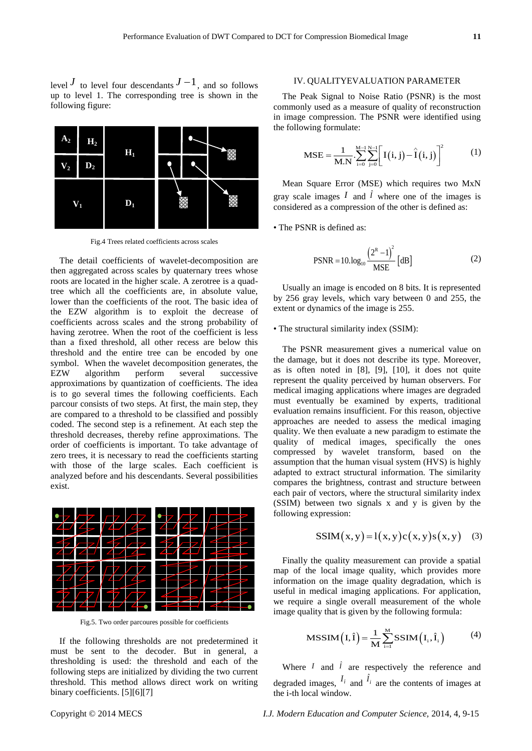level $J$ to level four descendants $J-1$, and so follows up to level 1. The corresponding tree is shown in the following figure:

Fig.4 Trees related coefficients across scales

The detail coefficients of wavelet-decomposition are then aggregated across scales by quaternary trees whose roots are located in the higher scale. A zerotree is a quad-tree which all the coefficients are, in absolute value, lower than the coefficients of the root. The basic idea of the EZW algorithm is to exploit the decrease of coefficients across scales and the strong probability of having zerotree. When the root of the coefficient is less than a fixed threshold, all other recess are below this threshold and the entire tree can be encoded by one symbol. When the wavelet decomposition generates, the EZW algorithm perform several successive approximations by quantization of coefficients. The idea is to go several times the following coefficients. Each parcour consists of two steps. At first, the main step, they are compared to a threshold to be classified and possibly coded. The second step is a refinement. At each step the threshold decreases, thereby refine approximations. The order of coefficients is important. To take advantage of zero trees, it is necessary to read the coefficients starting with those of the large scales. Each coefficient is analyzed before and his descendants. Several possibilities exist.

Fig.5. Two order parcoures possible for coefficients

If the following thresholds are not predetermined it must be sent to the decoder. But in general, a thresholding is used: the threshold and each of the following steps are initialized by dividing the two current threshold. This method allows direct work on writing binary coefficients. [5][6][7]

## IV. QUALITYEVALUATION PARAMETER

The Peak Signal to Noise Ratio (PSNR) is the most commonly used as a measure of quality of reconstruction in image compression. The PSNR were identified using the following formulate:

$$\text{MSE} = \frac{1}{\text{M.N}} \cdot \sum_{i=0}^{M-1} \sum_{j=0}^{N-1} \left[ I(i,j) - \hat{I}(i,j) \right]^2 \qquad (1)$$

Mean Square Error (MSE) which requires two MxN gray scale images $I$ and $\hat{I}$ where one of the images is considered as a compression of the other is defined as:

- The PSNR is defined as:

$$\text{PSNR} = 10.\log_{10} \frac{\left(2^R - 1\right)^2}{\text{MSE}} \left[\text{dB}\right] \qquad (2)$$

Usually an image is encoded on 8 bits. It is represented by 256 gray levels, which vary between 0 and 255, the extent or dynamics of the image is 255.

- The structural similarity index (SSIM):

The PSNR measurement gives a numerical value on the damage, but it does not describe its type. Moreover, as is often noted in [8], [9], [10], it does not quite represent the quality perceived by human observers. For medical imaging applications where images are degraded must eventually be examined by experts, traditional evaluation remains insufficient. For this reason, objective approaches are needed to assess the medical imaging quality. We then evaluate a new paradigm to estimate the quality of medical images, specifically the ones compressed by wavelet transform, based on the assumption that the human visual system (HVS) is highly adapted to extract structural information. The similarity compares the brightness, contrast and structure between each pair of vectors, where the structural similarity index (SSIM) between two signals x and y is given by the following expression:

$$\text{SSIM}(x,y) = l(x,y)c(x,y)s(x,y) \qquad (3)$$

Finally the quality measurement can provide a spatial map of the local image quality, which provides more information on the image quality degradation, which is useful in medical imaging applications. For application, we require a single overall measurement of the whole image quality that is given by the following formula:

$$\text{MSSIM}(I,\hat{I}) = \frac{1}{M} \sum_{i=1}^{M} \text{SSIM}(I_i,\hat{I}_i) \qquad (4)$$

Where $I$ and $\hat{I}$ are respectively the reference and degraded images, $I_i$ and $\hat{I}_i$ are the contents of images at the i-th local window.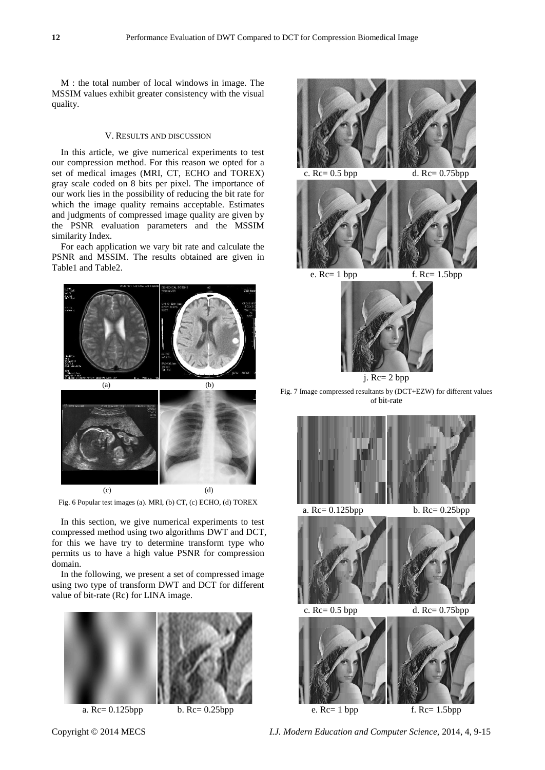M : the total number of local windows in image. The MSSIM values exhibit greater consistency with the visual quality.

## V. Results and Discussion

In this article, we give numerical experiments to test our compression method. For this reason we opted for a set of medical images (MRI, CT, ECHO and TOREX) gray scale coded on 8 bits per pixel. The importance of our work lies in the possibility of reducing the bit rate for which the image quality remains acceptable. Estimates and judgments of compressed image quality are given by the PSNR evaluation parameters and the MSSIM similarity Index.

For each application we vary bit rate and calculate the PSNR and MSSIM. The results obtained are given in Table1 and Table2.

(a) (b)

(c) (d)

Fig. 6 Popular test images (a). MRI, (b) CT, (c) ECHO, (d) TOREX

In this section, we give numerical experiments to test compressed method using two algorithms DWT and DCT, for this we have try to determine transform type who permits us to have a high value PSNR for compression domain.

In the following, we present a set of compressed image using two type of transform DWT and DCT for different value of bit-rate (Rc) for LINA image.

a. Rc= 0.125bpp b. Rc= 0.25bpp

c. Rc= 0.5 bpp d. Rc= 0.75bpp

e. Rc= 1 bpp f. Rc= 1.5bpp

j. Rc= 2 bpp

Fig. 7 Image compressed resultants by (DCT+EZW) for different values of bit-rate

a. Rc= 0.125bpp b. Rc= 0.25bpp

c. Rc= 0.5 bpp d. Rc= 0.75bpp

e. Rc= 1 bpp f. Rc= 1.5bpp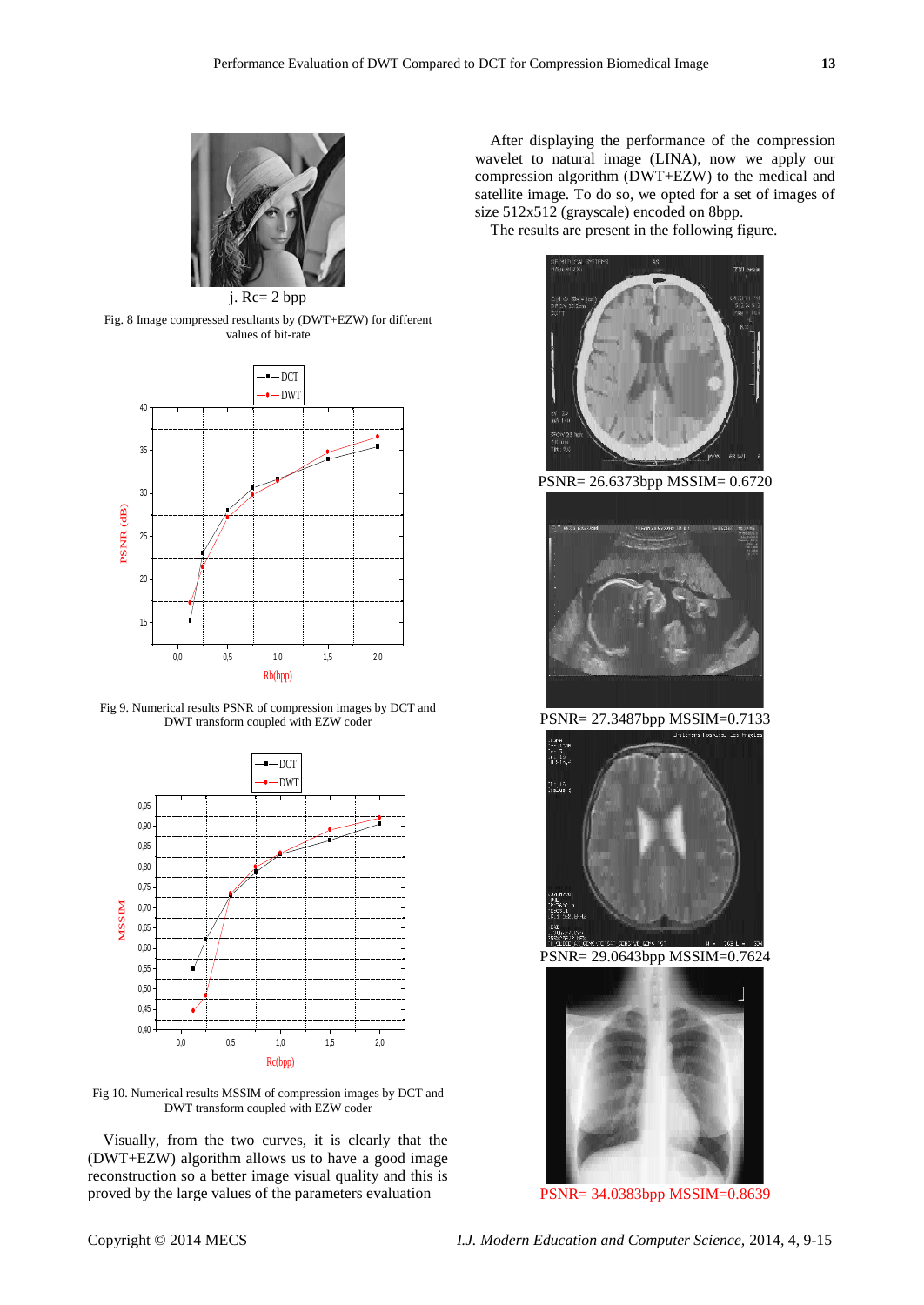j. Rc= 2 bpp

Fig. 8 Image compressed resultants by (DWT+EZW) for different values of bit-rate

Fig 9. Numerical results PSNR of compression images by DCT and DWT transform coupled with EZW coder

Fig 10. Numerical results MSSIM of compression images by DCT and DWT transform coupled with EZW coder

Visually, from the two curves, it is clearly that the (DWT+EZW) algorithm allows us to have a good image reconstruction so a better image visual quality and this is proved by the large values of the parameters evaluation

After displaying the performance of the compression wavelet to natural image (LINA), now we apply our compression algorithm (DWT+EZW) to the medical and satellite image. To do so, we opted for a set of images of size 512x512 (grayscale) encoded on 8bpp.

The results are present in the following figure.

PSNR= 26.6373bpp MSSIM= 0.6720

PSNR= 27.3487bpp MSSIM=0.7133

PSNR= 29.0643bpp MSSIM=0.7624

PSNR= 34.0383bpp MSSIM=0.8639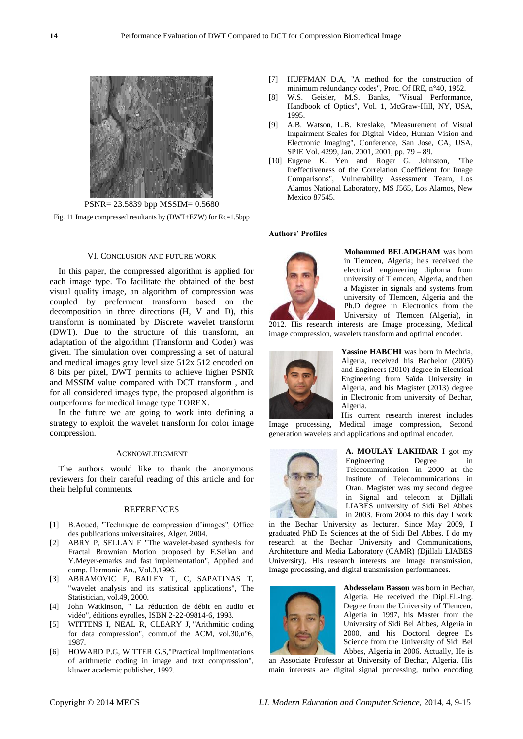PSNR= 23.5839 bpp MSSIM= 0.5680

Fig. 11 Image compressed resultants by (DWT+EZW) for Rc=1.5bpp

## VI. Conclusion and Future Work

In this paper, the compressed algorithm is applied for each image type. To facilitate the obtained of the best visual quality image, an algorithm of compression was coupled by preferment transform based on the decomposition in three directions (H, V and D), this transform is nominated by Discrete wavelet transform (DWT). Due to the structure of this transform, an adaptation of the algorithm (Transform and Coder) was given. The simulation over compressing a set of natural and medical images gray level size 512x 512 encoded on 8 bits per pixel, DWT permits to achieve higher PSNR and MSSIM value compared with DCT transform , and for all considered images type, the proposed algorithm is outperforms for medical image type TOREX.

In the future we are going to work into defining a strategy to exploit the wavelet transform for color image compression.

## Acknowledgment

The authors would like to thank the anonymous reviewers for their careful reading of this article and for their helpful comments.

## References

[1] B.Aoued, "Technique de compression d'images", Office des publications universitaires, Alger, 2004.

[2] ABRY P, SELLAN F "The wavelet-based synthesis for Fractal Brownian Motion proposed by F.Sellan and Y.Meyer-emarks and fast implementation", Applied and comp. Harmonic An., Vol.3,1996.

[3] ABRAMOVIC F, BAILEY T, C, SAPATINAS T, "wavelet analysis and its statistical applications", The Statistician, vol.49, 2000.

[4] John Watkinson, " La réduction de débit en audio et vidéo", éditions eyrolles, ISBN 2-22-09814-6, 1998.

[5] WITTENS I, NEAL R, CLEARY J, "Arithmitic coding for data compression", comm.of the ACM, vol.30,n°6, 1987.

[6] HOWARD P.G, WITTER G.S,"Practical Implimentations of arithmetic coding in image and text compression", kluwer academic publisher, 1992.

[7] HUFFMAN D.A, "A method for the construction of minimum redundancy codes", Proc. Of IRE, n°40, 1952.

[8] W.S. Geisler, M.S. Banks, "Visual Performance, Handbook of Optics", Vol. 1, McGraw-Hill, NY, USA, 1995.

[9] A.B. Watson, L.B. Kreslake, "Measurement of Visual Impairment Scales for Digital Video, Human Vision and Electronic Imaging", Conference, San Jose, CA, USA, SPIE Vol. 4299, Jan. 2001, 2001, pp. 79 – 89.

[10] Eugene K. Yen and Roger G. Johnston, "The Ineffectiveness of the Correlation Coefficient for Image Comparisons", Vulnerability Assessment Team, Los Alamos National Laboratory, MS J565, Los Alamos, New Mexico 87545.

### Authors' Profiles

**Mohammed BELADGHAM** was born in Tlemcen, Algeria; he's received the electrical engineering diploma from university of Tlemcen, Algeria, and then a Magister in signals and systems from university of Tlemcen, Algeria and the Ph.D degree in Electronics from the University of Tlemcen (Algeria), in 2012. His research interests are Image processing, Medical image compression, wavelets transform and optimal encoder.

**Yassine HABCHI** was born in Mechria, Algeria, received his Bachelor (2005) and Engineers (2010) degree in Electrical Engineering from Saïda University in Algeria, and his Magister (2013) degree in Electronic from university of Bechar, Algeria.

His current research interest includes Image processing, Medical image compression, Second generation wavelets and applications and optimal encoder.

**A. MOULAY LAKHDAR** I got my Engineering Degree in Telecommunication in 2000 at the Institute of Telecommunications in Oran. Magister was my second degree in Signal and telecom at Djillali LIABES university of Sidi Bel Abbes in 2003. From 2004 to this day I work in the Bechar University as lecturer. Since May 2009, I graduated PhD Es Sciences at the of Sidi Bel Abbes. I do my research at the Bechar University and Communications, Architecture and Media Laboratory (CAMR) (Djillali LIABES University). His research interests are Image transmission, Image processing, and digital transmission performances.

**Abdesselam Bassou** was born in Bechar, Algeria. He received the Dipl.El.-Ing. Degree from the University of Tlemcen, Algeria in 1997, his Master from the University of Sidi Bel Abbes, Algeria in 2000, and his Doctoral degree Es Science from the University of Sidi Bel Abbes, Algeria in 2006. Actually, He is an Associate Professor at University of Bechar, Algeria. His main interests are digital signal processing, turbo encoding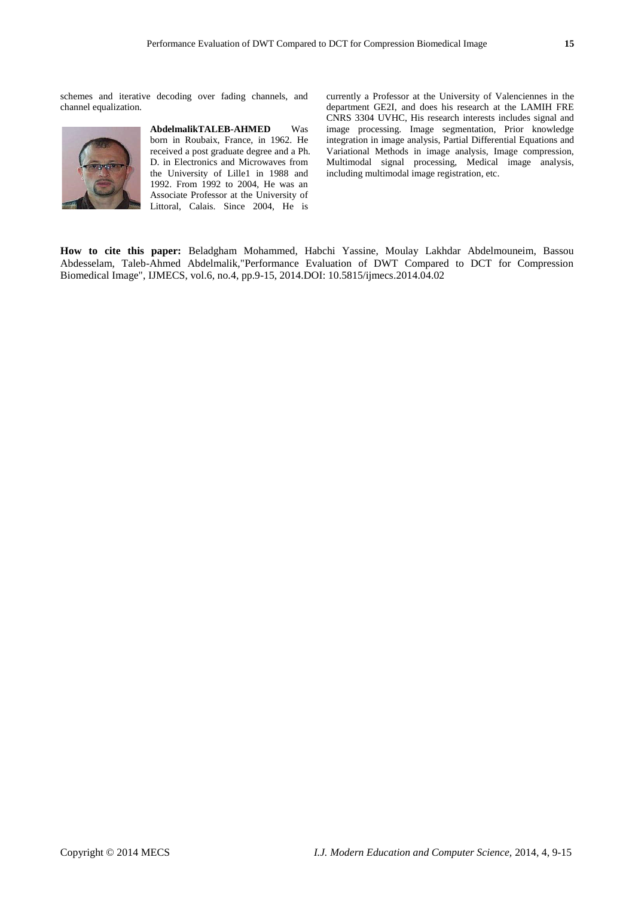schemes and iterative decoding over fading channels, and channel equalization.

**AbdelmalikTALEB-AHMED** Was born in Roubaix, France, in 1962. He received a post graduate degree and a Ph. D. in Electronics and Microwaves from the University of Lille1 in 1988 and 1992. From 1992 to 2004, He was an Associate Professor at the University of Littoral, Calais. Since 2004, He is currently a Professor at the University of Valenciennes in the department GE2I, and does his research at the LAMIH FRE CNRS 3304 UVHC, His research interests includes signal and image processing. Image segmentation, Prior knowledge integration in image analysis, Partial Differential Equations and Variational Methods in image analysis, Image compression, Multimodal signal processing, Medical image analysis, including multimodal image registration, etc.

**How to cite this paper:** Beladgham Mohammed, Habchi Yassine, Moulay Lakhdar Abdelmouneim, Bassou Abdesselam, Taleb-Ahmed Abdelmalik,"Performance Evaluation of DWT Compared to DCT for Compression Biomedical Image", IJMECS, vol.6, no.4, pp.9-15, 2014.DOI: 10.5815/ijmecs.2014.04.02